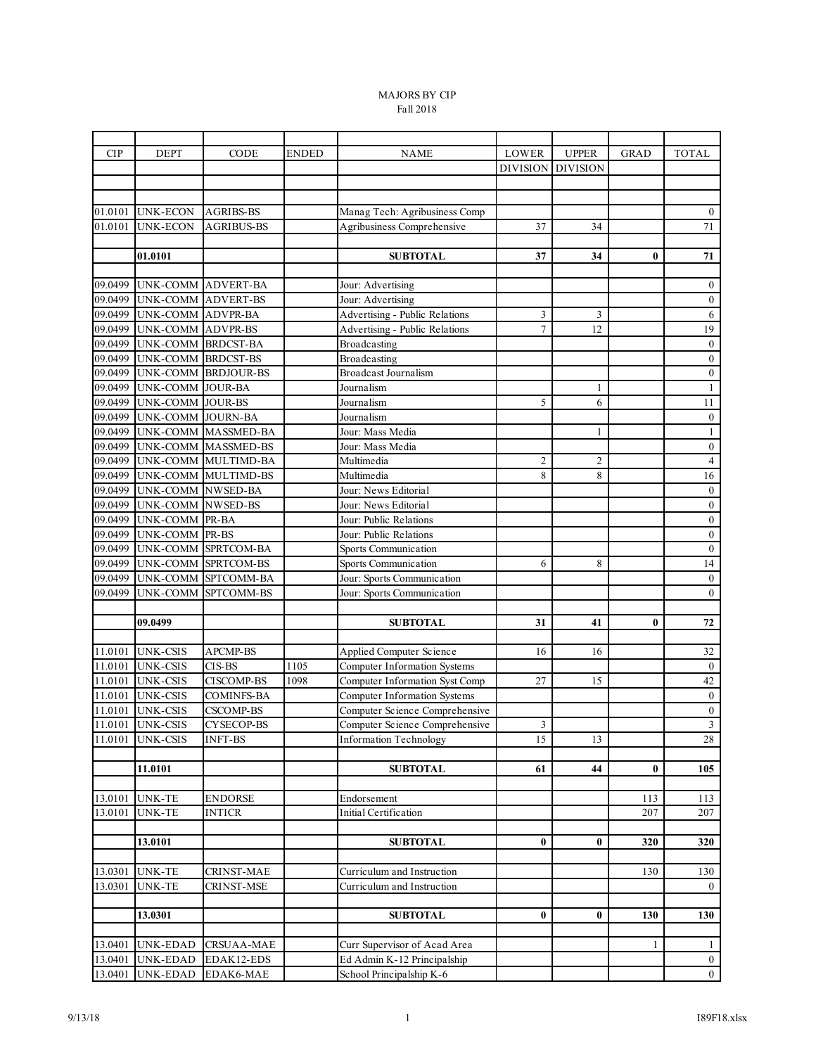MAJORS BY CIP
Fall 2018

| CIP | DEPT | CODE | ENDED | NAME | LOWER DIVISION | UPPER DIVISION | GRAD | TOTAL |
|---|---|---|---|---|---|---|---|---|
| 01.0101 | UNK-ECON | AGRIBS-BS | | Manag Tech: Agribusiness Comp | | | | 0 |
| 01.0101 | UNK-ECON | AGRIBUS-BS | | Agribusiness Comprehensive | 37 | 34 | | 71 |
| | **01.0101** | | | **SUBTOTAL** | **37** | **34** | **0** | **71** |
| 09.0499 | UNK-COMM | ADVERT-BA | | Jour: Advertising | | | | 0 |
| 09.0499 | UNK-COMM | ADVERT-BS | | Jour: Advertising | | | | 0 |
| 09.0499 | UNK-COMM | ADVPR-BA | | Advertising - Public Relations | 3 | 3 | | 6 |
| 09.0499 | UNK-COMM | ADVPR-BS | | Advertising - Public Relations | 7 | 12 | | 19 |
| 09.0499 | UNK-COMM | BRDCST-BA | | Broadcasting | | | | 0 |
| 09.0499 | UNK-COMM | BRDCST-BS | | Broadcasting | | | | 0 |
| 09.0499 | UNK-COMM | BRDJOUR-BS | | Broadcast Journalism | | | | 0 |
| 09.0499 | UNK-COMM | JOUR-BA | | Journalism | | 1 | | 1 |
| 09.0499 | UNK-COMM | JOUR-BS | | Journalism | 5 | 6 | | 11 |
| 09.0499 | UNK-COMM | JOURN-BA | | Journalism | | | | 0 |
| 09.0499 | UNK-COMM | MASSMED-BA | | Jour: Mass Media | | 1 | | 1 |
| 09.0499 | UNK-COMM | MASSMED-BS | | Jour: Mass Media | | | | 0 |
| 09.0499 | UNK-COMM | MULTIMD-BA | | Multimedia | 2 | 2 | | 4 |
| 09.0499 | UNK-COMM | MULTIMD-BS | | Multimedia | 8 | 8 | | 16 |
| 09.0499 | UNK-COMM | NWSED-BA | | Jour: News Editorial | | | | 0 |
| 09.0499 | UNK-COMM | NWSED-BS | | Jour: News Editorial | | | | 0 |
| 09.0499 | UNK-COMM | PR-BA | | Jour: Public Relations | | | | 0 |
| 09.0499 | UNK-COMM | PR-BS | | Jour: Public Relations | | | | 0 |
| 09.0499 | UNK-COMM | SPRTCOM-BA | | Sports Communication | | | | 0 |
| 09.0499 | UNK-COMM | SPRTCOM-BS | | Sports Communication | 6 | 8 | | 14 |
| 09.0499 | UNK-COMM | SPTCOMM-BA | | Jour: Sports Communication | | | | 0 |
| 09.0499 | UNK-COMM | SPTCOMM-BS | | Jour: Sports Communication | | | | 0 |
| | **09.0499** | | | **SUBTOTAL** | **31** | **41** | **0** | **72** |
| 11.0101 | UNK-CSIS | APCMP-BS | | Applied Computer Science | 16 | 16 | | 32 |
| 11.0101 | UNK-CSIS | CIS-BS | 1105 | Computer Information Systems | | | | 0 |
| 11.0101 | UNK-CSIS | CISCOMP-BS | 1098 | Computer Information Syst Comp | 27 | 15 | | 42 |
| 11.0101 | UNK-CSIS | COMINFS-BA | | Computer Information Systems | | | | 0 |
| 11.0101 | UNK-CSIS | CSCOMP-BS | | Computer Science Comprehensive | | | | 0 |
| 11.0101 | UNK-CSIS | CYSECOP-BS | | Computer Science Comprehensive | 3 | | | 3 |
| 11.0101 | UNK-CSIS | INFT-BS | | Information Technology | 15 | 13 | | 28 |
| | **11.0101** | | | **SUBTOTAL** | **61** | **44** | **0** | **105** |
| 13.0101 | UNK-TE | ENDORSE | | Endorsement | | | 113 | 113 |
| 13.0101 | UNK-TE | INTICR | | Initial Certification | | | 207 | 207 |
| | **13.0101** | | | **SUBTOTAL** | **0** | **0** | **320** | **320** |
| 13.0301 | UNK-TE | CRINST-MAE | | Curriculum and Instruction | | | 130 | 130 |
| 13.0301 | UNK-TE | CRINST-MSE | | Curriculum and Instruction | | | | 0 |
| | **13.0301** | | | **SUBTOTAL** | **0** | **0** | **130** | **130** |
| 13.0401 | UNK-EDAD | CRSUAA-MAE | | Curr Supervisor of Acad Area | | | 1 | 1 |
| 13.0401 | UNK-EDAD | EDAK12-EDS | | Ed Admin K-12 Principalship | | | | 0 |
| 13.0401 | UNK-EDAD | EDAK6-MAE | | School Principalship K-6 | | | | 0 |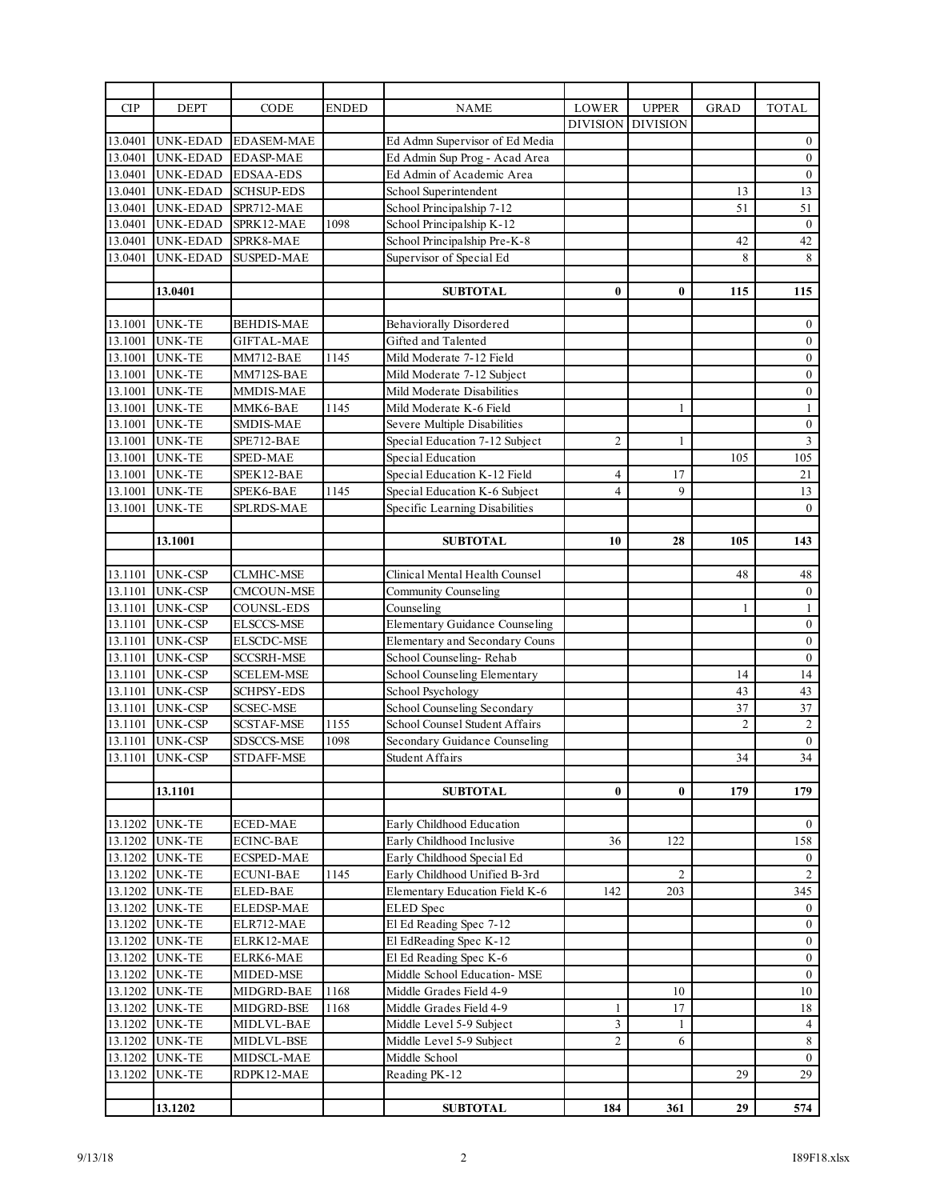| CIP | DEPT | CODE | ENDED | NAME | LOWER DIVISION | UPPER DIVISION | GRAD | TOTAL |
|---|---|---|---|---|---|---|---|---|
| 13.0401 | UNK-EDAD | EDASEM-MAE | | Ed Admn Supervisor of Ed Media | | | | 0 |
| 13.0401 | UNK-EDAD | EDASP-MAE | | Ed Admin Sup Prog - Acad Area | | | | 0 |
| 13.0401 | UNK-EDAD | EDSAA-EDS | | Ed Admin of Academic Area | | | | 0 |
| 13.0401 | UNK-EDAD | SCHSUP-EDS | | School Superintendent | | | 13 | 13 |
| 13.0401 | UNK-EDAD | SPR712-MAE | | School Principalship 7-12 | | | 51 | 51 |
| 13.0401 | UNK-EDAD | SPRK12-MAE | 1098 | School Principalship K-12 | | | | 0 |
| 13.0401 | UNK-EDAD | SPRK8-MAE | | School Principalship Pre-K-8 | | | 42 | 42 |
| 13.0401 | UNK-EDAD | SUSPED-MAE | | Supervisor of Special Ed | | | 8 | 8 |
| | | | | | | | | |
| | **13.0401** | | | **SUBTOTAL** | **0** | **0** | **115** | **115** |
| | | | | | | | | |
| 13.1001 | UNK-TE | BEHDIS-MAE | | Behaviorally Disordered | | | | 0 |
| 13.1001 | UNK-TE | GIFTAL-MAE | | Gifted and Talented | | | | 0 |
| 13.1001 | UNK-TE | MM712-BAE | 1145 | Mild Moderate 7-12 Field | | | | 0 |
| 13.1001 | UNK-TE | MM712S-BAE | | Mild Moderate 7-12 Subject | | | | 0 |
| 13.1001 | UNK-TE | MMDIS-MAE | | Mild Moderate Disabilities | | | | 0 |
| 13.1001 | UNK-TE | MMK6-BAE | 1145 | Mild Moderate K-6 Field | | 1 | | 1 |
| 13.1001 | UNK-TE | SMDIS-MAE | | Severe Multiple Disabilities | | | | 0 |
| 13.1001 | UNK-TE | SPE712-BAE | | Special Education 7-12 Subject | 2 | 1 | | 3 |
| 13.1001 | UNK-TE | SPED-MAE | | Special Education | | | 105 | 105 |
| 13.1001 | UNK-TE | SPEK12-BAE | | Special Education K-12 Field | 4 | 17 | | 21 |
| 13.1001 | UNK-TE | SPEK6-BAE | 1145 | Special Education K-6 Subject | 4 | 9 | | 13 |
| 13.1001 | UNK-TE | SPLRDS-MAE | | Specific Learning Disabilities | | | | 0 |
| | | | | | | | | |
| | **13.1001** | | | **SUBTOTAL** | **10** | **28** | **105** | **143** |
| | | | | | | | | |
| 13.1101 | UNK-CSP | CLMHC-MSE | | Clinical Mental Health Counsel | | | 48 | 48 |
| 13.1101 | UNK-CSP | CMCOUN-MSE | | Community Counseling | | | | 0 |
| 13.1101 | UNK-CSP | COUNSL-EDS | | Counseling | | | 1 | 1 |
| 13.1101 | UNK-CSP | ELSCCS-MSE | | Elementary Guidance Counseling | | | | 0 |
| 13.1101 | UNK-CSP | ELSCDC-MSE | | Elementary and Secondary Couns | | | | 0 |
| 13.1101 | UNK-CSP | SCCSRH-MSE | | School Counseling- Rehab | | | | 0 |
| 13.1101 | UNK-CSP | SCELEM-MSE | | School Counseling Elementary | | | 14 | 14 |
| 13.1101 | UNK-CSP | SCHPSY-EDS | | School Psychology | | | 43 | 43 |
| 13.1101 | UNK-CSP | SCSEC-MSE | | School Counseling Secondary | | | 37 | 37 |
| 13.1101 | UNK-CSP | SCSTAF-MSE | 1155 | School Counsel Student Affairs | | | 2 | 2 |
| 13.1101 | UNK-CSP | SDSCCS-MSE | 1098 | Secondary Guidance Counseling | | | | 0 |
| 13.1101 | UNK-CSP | STDAFF-MSE | | Student Affairs | | | 34 | 34 |
| | | | | | | | | |
| | **13.1101** | | | **SUBTOTAL** | **0** | **0** | **179** | **179** |
| | | | | | | | | |
| 13.1202 | UNK-TE | ECED-MAE | | Early Childhood Education | | | | 0 |
| 13.1202 | UNK-TE | ECINC-BAE | | Early Childhood Inclusive | 36 | 122 | | 158 |
| 13.1202 | UNK-TE | ECSPED-MAE | | Early Childhood Special Ed | | | | 0 |
| 13.1202 | UNK-TE | ECUNI-BAE | 1145 | Early Childhood Unified B-3rd | | 2 | | 2 |
| 13.1202 | UNK-TE | ELED-BAE | | Elementary Education Field K-6 | 142 | 203 | | 345 |
| 13.1202 | UNK-TE | ELEDSP-MAE | | ELED Spec | | | | 0 |
| 13.1202 | UNK-TE | ELR712-MAE | | El Ed Reading Spec 7-12 | | | | 0 |
| 13.1202 | UNK-TE | ELRK12-MAE | | El EdReading Spec K-12 | | | | 0 |
| 13.1202 | UNK-TE | ELRK6-MAE | | El Ed Reading Spec K-6 | | | | 0 |
| 13.1202 | UNK-TE | MIDED-MSE | | Middle School Education- MSE | | | | 0 |
| 13.1202 | UNK-TE | MIDGRD-BAE | 1168 | Middle Grades Field 4-9 | | 10 | | 10 |
| 13.1202 | UNK-TE | MIDGRD-BSE | 1168 | Middle Grades Field 4-9 | 1 | 17 | | 18 |
| 13.1202 | UNK-TE | MIDLVL-BAE | | Middle Level 5-9 Subject | 3 | 1 | | 4 |
| 13.1202 | UNK-TE | MIDLVL-BSE | | Middle Level 5-9 Subject | 2 | 6 | | 8 |
| 13.1202 | UNK-TE | MIDSCL-MAE | | Middle School | | | | 0 |
| 13.1202 | UNK-TE | RDPK12-MAE | | Reading PK-12 | | | 29 | 29 |
| | | | | | | | | |
| | **13.1202** | | | **SUBTOTAL** | **184** | **361** | **29** | **574** |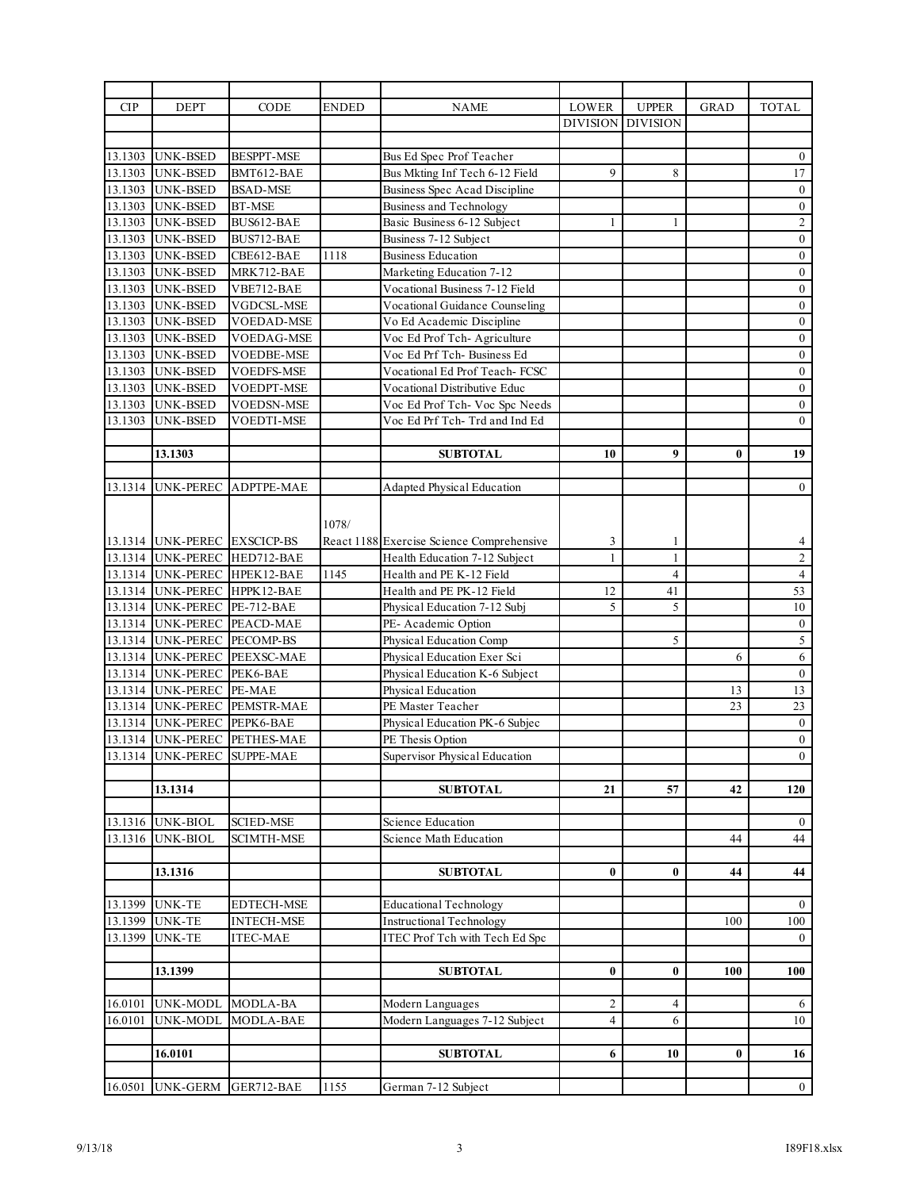| CIP | DEPT | CODE | ENDED | NAME | LOWER DIVISION | UPPER DIVISION | GRAD | TOTAL |
|---|---|---|---|---|---|---|---|---|
| | | | | | | | | |
| 13.1303 | UNK-BSED | BESPPT-MSE | | Bus Ed Spec Prof Teacher | | | | 0 |
| 13.1303 | UNK-BSED | BMT612-BAE | | Bus Mkting Inf Tech 6-12 Field | 9 | 8 | | 17 |
| 13.1303 | UNK-BSED | BSAD-MSE | | Business Spec Acad Discipline | | | | 0 |
| 13.1303 | UNK-BSED | BT-MSE | | Business and Technology | | | | 0 |
| 13.1303 | UNK-BSED | BUS612-BAE | | Basic Business 6-12 Subject | 1 | 1 | | 2 |
| 13.1303 | UNK-BSED | BUS712-BAE | | Business 7-12 Subject | | | | 0 |
| 13.1303 | UNK-BSED | CBE612-BAE | 1118 | Business Education | | | | 0 |
| 13.1303 | UNK-BSED | MRK712-BAE | | Marketing Education 7-12 | | | | 0 |
| 13.1303 | UNK-BSED | VBE712-BAE | | Vocational Business 7-12 Field | | | | 0 |
| 13.1303 | UNK-BSED | VGDCSL-MSE | | Vocational Guidance Counseling | | | | 0 |
| 13.1303 | UNK-BSED | VOEDAD-MSE | | Vo Ed Academic Discipline | | | | 0 |
| 13.1303 | UNK-BSED | VOEDAG-MSE | | Voc Ed Prof Tch- Agriculture | | | | 0 |
| 13.1303 | UNK-BSED | VOEDBE-MSE | | Voc Ed Prf Tch- Business Ed | | | | 0 |
| 13.1303 | UNK-BSED | VOEDFS-MSE | | Vocational Ed Prof Teach- FCSC | | | | 0 |
| 13.1303 | UNK-BSED | VOEDPT-MSE | | Vocational Distributive Educ | | | | 0 |
| 13.1303 | UNK-BSED | VOEDSN-MSE | | Voc Ed Prof Tch- Voc Spc Needs | | | | 0 |
| 13.1303 | UNK-BSED | VOEDTI-MSE | | Voc Ed Prf Tch- Trd and Ind Ed | | | | 0 |
| | | | | | | | | |
| | **13.1303** | | | **SUBTOTAL** | **10** | **9** | **0** | **19** |
| | | | | | | | | |
| 13.1314 | UNK-PEREC | ADPTPE-MAE | | Adapted Physical Education | | | | 0 |
| 13.1314 | UNK-PEREC | EXSCICP-BS | 1078/ React 1188 | Exercise Science Comprehensive | 3 | 1 | | 4 |
| 13.1314 | UNK-PEREC | HED712-BAE | | Health Education 7-12 Subject | 1 | 1 | | 2 |
| 13.1314 | UNK-PEREC | HPEK12-BAE | 1145 | Health and PE K-12 Field | | 4 | | 4 |
| 13.1314 | UNK-PEREC | HPPK12-BAE | | Health and PE PK-12 Field | 12 | 41 | | 53 |
| 13.1314 | UNK-PEREC | PE-712-BAE | | Physical Education 7-12 Subj | 5 | 5 | | 10 |
| 13.1314 | UNK-PEREC | PEACD-MAE | | PE- Academic Option | | | | 0 |
| 13.1314 | UNK-PEREC | PECOMP-BS | | Physical Education Comp | | 5 | | 5 |
| 13.1314 | UNK-PEREC | PEEXSC-MAE | | Physical Education Exer Sci | | | 6 | 6 |
| 13.1314 | UNK-PEREC | PEK6-BAE | | Physical Education K-6 Subject | | | | 0 |
| 13.1314 | UNK-PEREC | PE-MAE | | Physical Education | | | 13 | 13 |
| 13.1314 | UNK-PEREC | PEMSTR-MAE | | PE Master Teacher | | | 23 | 23 |
| 13.1314 | UNK-PEREC | PEPK6-BAE | | Physical Education PK-6 Subjec | | | | 0 |
| 13.1314 | UNK-PEREC | PETHES-MAE | | PE Thesis Option | | | | 0 |
| 13.1314 | UNK-PEREC | SUPPE-MAE | | Supervisor Physical Education | | | | 0 |
| | | | | | | | | |
| | **13.1314** | | | **SUBTOTAL** | **21** | **57** | **42** | **120** |
| | | | | | | | | |
| 13.1316 | UNK-BIOL | SCIED-MSE | | Science Education | | | | 0 |
| 13.1316 | UNK-BIOL | SCIMTH-MSE | | Science Math Education | | | 44 | 44 |
| | | | | | | | | |
| | **13.1316** | | | **SUBTOTAL** | **0** | **0** | **44** | **44** |
| | | | | | | | | |
| 13.1399 | UNK-TE | EDTECH-MSE | | Educational Technology | | | | 0 |
| 13.1399 | UNK-TE | INTECH-MSE | | Instructional Technology | | | 100 | 100 |
| 13.1399 | UNK-TE | ITEC-MAE | | ITEC Prof Tch with Tech Ed Spc | | | | 0 |
| | | | | | | | | |
| | **13.1399** | | | **SUBTOTAL** | **0** | **0** | **100** | **100** |
| | | | | | | | | |
| 16.0101 | UNK-MODL | MODLA-BA | | Modern Languages | 2 | 4 | | 6 |
| 16.0101 | UNK-MODL | MODLA-BAE | | Modern Languages 7-12 Subject | 4 | 6 | | 10 |
| | | | | | | | | |
| | **16.0101** | | | **SUBTOTAL** | **6** | **10** | **0** | **16** |
| | | | | | | | | |
| 16.0501 | UNK-GERM | GER712-BAE | 1155 | German 7-12 Subject | | | | 0 |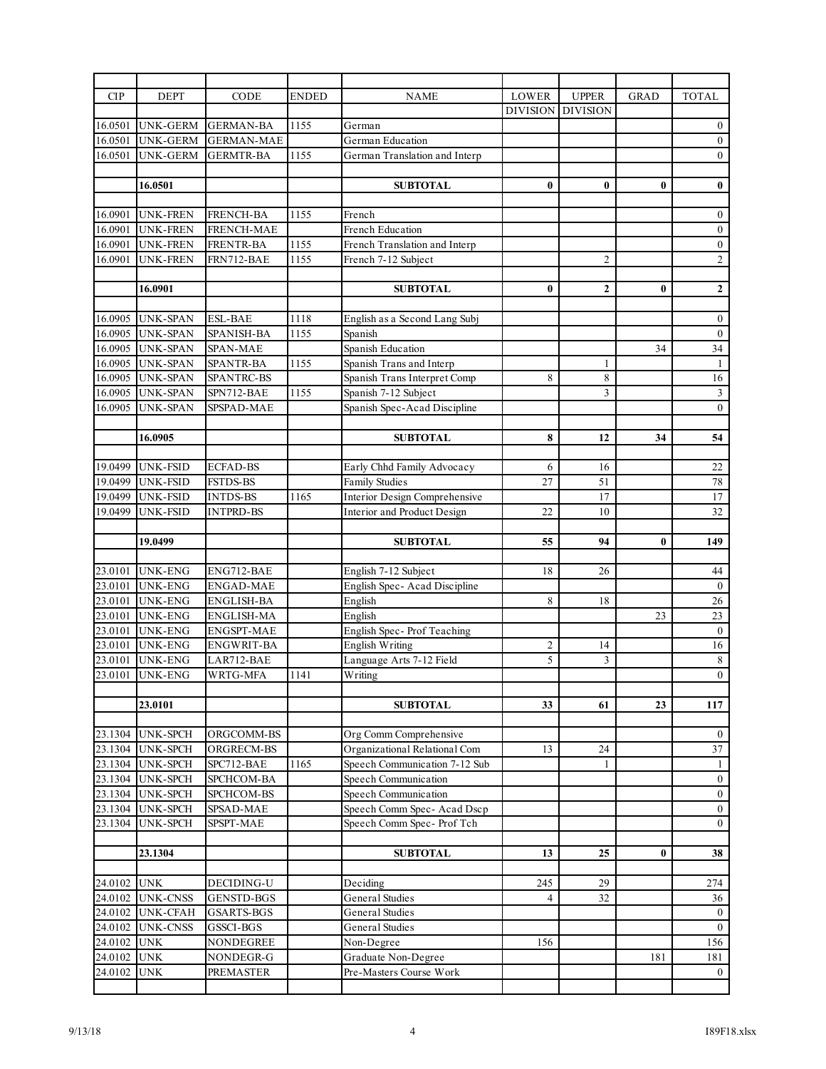| CIP | DEPT | CODE | ENDED | NAME | LOWER DIVISION | UPPER DIVISION | GRAD | TOTAL |
|---|---|---|---|---|---|---|---|---|
| 16.0501 | UNK-GERM | GERMAN-BA | 1155 | German | | | | 0 |
| 16.0501 | UNK-GERM | GERMAN-MAE | | German Education | | | | 0 |
| 16.0501 | UNK-GERM | GERMTR-BA | 1155 | German Translation and Interp | | | | 0 |
| | | | | | | | | |
| | **16.0501** | | | **SUBTOTAL** | **0** | **0** | **0** | **0** |
| | | | | | | | | |
| 16.0901 | UNK-FREN | FRENCH-BA | 1155 | French | | | | 0 |
| 16.0901 | UNK-FREN | FRENCH-MAE | | French Education | | | | 0 |
| 16.0901 | UNK-FREN | FRENTR-BA | 1155 | French Translation and Interp | | | | 0 |
| 16.0901 | UNK-FREN | FRN712-BAE | 1155 | French 7-12 Subject | | 2 | | 2 |
| | | | | | | | | |
| | **16.0901** | | | **SUBTOTAL** | **0** | **2** | **0** | **2** |
| | | | | | | | | |
| 16.0905 | UNK-SPAN | ESL-BAE | 1118 | English as a Second Lang Subj | | | | 0 |
| 16.0905 | UNK-SPAN | SPANISH-BA | 1155 | Spanish | | | | 0 |
| 16.0905 | UNK-SPAN | SPAN-MAE | | Spanish Education | | | 34 | 34 |
| 16.0905 | UNK-SPAN | SPANTR-BA | 1155 | Spanish Trans and Interp | | 1 | | 1 |
| 16.0905 | UNK-SPAN | SPANTRC-BS | | Spanish Trans Interpret Comp | 8 | 8 | | 16 |
| 16.0905 | UNK-SPAN | SPN712-BAE | 1155 | Spanish 7-12 Subject | | 3 | | 3 |
| 16.0905 | UNK-SPAN | SPSPAD-MAE | | Spanish Spec-Acad Discipline | | | | 0 |
| | | | | | | | | |
| | **16.0905** | | | **SUBTOTAL** | **8** | **12** | **34** | **54** |
| | | | | | | | | |
| 19.0499 | UNK-FSID | ECFAD-BS | | Early Chhd Family Advocacy | 6 | 16 | | 22 |
| 19.0499 | UNK-FSID | FSTDS-BS | | Family Studies | 27 | 51 | | 78 |
| 19.0499 | UNK-FSID | INTDS-BS | 1165 | Interior Design Comprehensive | | 17 | | 17 |
| 19.0499 | UNK-FSID | INTPRD-BS | | Interior and Product Design | 22 | 10 | | 32 |
| | | | | | | | | |
| | **19.0499** | | | **SUBTOTAL** | **55** | **94** | **0** | **149** |
| | | | | | | | | |
| 23.0101 | UNK-ENG | ENG712-BAE | | English 7-12 Subject | 18 | 26 | | 44 |
| 23.0101 | UNK-ENG | ENGAD-MAE | | English Spec- Acad Discipline | | | | 0 |
| 23.0101 | UNK-ENG | ENGLISH-BA | | English | 8 | 18 | | 26 |
| 23.0101 | UNK-ENG | ENGLISH-MA | | English | | | 23 | 23 |
| 23.0101 | UNK-ENG | ENGSPT-MAE | | English Spec- Prof Teaching | | | | 0 |
| 23.0101 | UNK-ENG | ENGWRIT-BA | | English Writing | 2 | 14 | | 16 |
| 23.0101 | UNK-ENG | LAR712-BAE | | Language Arts 7-12 Field | 5 | 3 | | 8 |
| 23.0101 | UNK-ENG | WRTG-MFA | 1141 | Writing | | | | 0 |
| | | | | | | | | |
| | **23.0101** | | | **SUBTOTAL** | **33** | **61** | **23** | **117** |
| | | | | | | | | |
| 23.1304 | UNK-SPCH | ORGCOMM-BS | | Org Comm Comprehensive | | | | 0 |
| 23.1304 | UNK-SPCH | ORGRECM-BS | | Organizational Relational Com | 13 | 24 | | 37 |
| 23.1304 | UNK-SPCH | SPC712-BAE | 1165 | Speech Communication 7-12 Sub | | 1 | | 1 |
| 23.1304 | UNK-SPCH | SPCHCOM-BA | | Speech Communication | | | | 0 |
| 23.1304 | UNK-SPCH | SPCHCOM-BS | | Speech Communication | | | | 0 |
| 23.1304 | UNK-SPCH | SPSAD-MAE | | Speech Comm Spec- Acad Dscp | | | | 0 |
| 23.1304 | UNK-SPCH | SPSPT-MAE | | Speech Comm Spec- Prof Tch | | | | 0 |
| | | | | | | | | |
| | **23.1304** | | | **SUBTOTAL** | **13** | **25** | **0** | **38** |
| | | | | | | | | |
| 24.0102 | UNK | DECIDING-U | | Deciding | 245 | 29 | | 274 |
| 24.0102 | UNK-CNSS | GENSTD-BGS | | General Studies | 4 | 32 | | 36 |
| 24.0102 | UNK-CFAH | GSARTS-BGS | | General Studies | | | | 0 |
| 24.0102 | UNK-CNSS | GSSCI-BGS | | General Studies | | | | 0 |
| 24.0102 | UNK | NONDEGREE | | Non-Degree | 156 | | | 156 |
| 24.0102 | UNK | NONDEGR-G | | Graduate Non-Degree | | | 181 | 181 |
| 24.0102 | UNK | PREMASTER | | Pre-Masters Course Work | | | | 0 |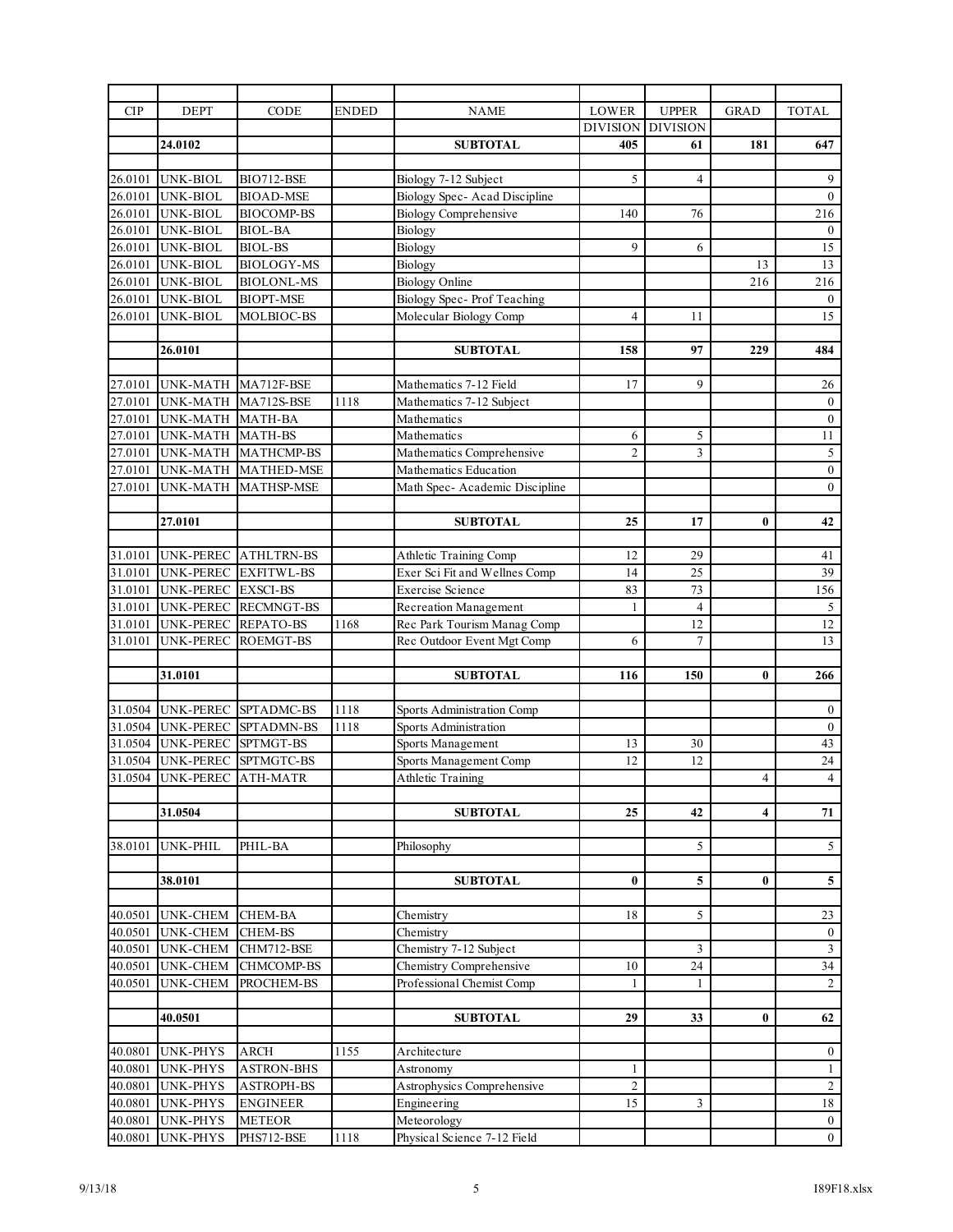| CIP | DEPT | CODE | ENDED | NAME | LOWER DIVISION | UPPER DIVISION | GRAD | TOTAL |
|---|---|---|---|---|---|---|---|---|
| | **24.0102** | | | **SUBTOTAL** | **405** | **61** | **181** | **647** |
| | | | | | | | | |
| 26.0101 | UNK-BIOL | BIO712-BSE | | Biology 7-12 Subject | 5 | 4 | | 9 |
| 26.0101 | UNK-BIOL | BIOAD-MSE | | Biology Spec- Acad Discipline | | | | 0 |
| 26.0101 | UNK-BIOL | BIOCOMP-BS | | Biology Comprehensive | 140 | 76 | | 216 |
| 26.0101 | UNK-BIOL | BIOL-BA | | Biology | | | | 0 |
| 26.0101 | UNK-BIOL | BIOL-BS | | Biology | 9 | 6 | | 15 |
| 26.0101 | UNK-BIOL | BIOLOGY-MS | | Biology | | | 13 | 13 |
| 26.0101 | UNK-BIOL | BIOLONL-MS | | Biology Online | | | 216 | 216 |
| 26.0101 | UNK-BIOL | BIOPT-MSE | | Biology Spec- Prof Teaching | | | | 0 |
| 26.0101 | UNK-BIOL | MOLBIOC-BS | | Molecular Biology Comp | 4 | 11 | | 15 |
| | | | | | | | | |
| | **26.0101** | | | **SUBTOTAL** | **158** | **97** | **229** | **484** |
| | | | | | | | | |
| 27.0101 | UNK-MATH | MA712F-BSE | | Mathematics 7-12 Field | 17 | 9 | | 26 |
| 27.0101 | UNK-MATH | MA712S-BSE | 1118 | Mathematics 7-12 Subject | | | | 0 |
| 27.0101 | UNK-MATH | MATH-BA | | Mathematics | | | | 0 |
| 27.0101 | UNK-MATH | MATH-BS | | Mathematics | 6 | 5 | | 11 |
| 27.0101 | UNK-MATH | MATHCMP-BS | | Mathematics Comprehensive | 2 | 3 | | 5 |
| 27.0101 | UNK-MATH | MATHED-MSE | | Mathematics Education | | | | 0 |
| 27.0101 | UNK-MATH | MATHSP-MSE | | Math Spec- Academic Discipline | | | | 0 |
| | | | | | | | | |
| | **27.0101** | | | **SUBTOTAL** | **25** | **17** | **0** | **42** |
| | | | | | | | | |
| 31.0101 | UNK-PEREC | ATHLTRN-BS | | Athletic Training Comp | 12 | 29 | | 41 |
| 31.0101 | UNK-PEREC | EXFITWL-BS | | Exer Sci Fit and Wellnes Comp | 14 | 25 | | 39 |
| 31.0101 | UNK-PEREC | EXSCI-BS | | Exercise Science | 83 | 73 | | 156 |
| 31.0101 | UNK-PEREC | RECMNGT-BS | | Recreation Management | 1 | 4 | | 5 |
| 31.0101 | UNK-PEREC | REPATO-BS | 1168 | Rec Park Tourism Manag Comp | | 12 | | 12 |
| 31.0101 | UNK-PEREC | ROEMGT-BS | | Rec Outdoor Event Mgt Comp | 6 | 7 | | 13 |
| | | | | | | | | |
| | **31.0101** | | | **SUBTOTAL** | **116** | **150** | **0** | **266** |
| | | | | | | | | |
| 31.0504 | UNK-PEREC | SPTADMC-BS | 1118 | Sports Administration Comp | | | | 0 |
| 31.0504 | UNK-PEREC | SPTADMN-BS | 1118 | Sports Administration | | | | 0 |
| 31.0504 | UNK-PEREC | SPTMGT-BS | | Sports Management | 13 | 30 | | 43 |
| 31.0504 | UNK-PEREC | SPTMGTC-BS | | Sports Management Comp | 12 | 12 | | 24 |
| 31.0504 | UNK-PEREC | ATH-MATR | | Athletic Training | | | 4 | 4 |
| | | | | | | | | |
| | **31.0504** | | | **SUBTOTAL** | **25** | **42** | **4** | **71** |
| | | | | | | | | |
| 38.0101 | UNK-PHIL | PHIL-BA | | Philosophy | | 5 | | 5 |
| | | | | | | | | |
| | **38.0101** | | | **SUBTOTAL** | **0** | **5** | **0** | **5** |
| | | | | | | | | |
| 40.0501 | UNK-CHEM | CHEM-BA | | Chemistry | 18 | 5 | | 23 |
| 40.0501 | UNK-CHEM | CHEM-BS | | Chemistry | | | | 0 |
| 40.0501 | UNK-CHEM | CHM712-BSE | | Chemistry 7-12 Subject | | 3 | | 3 |
| 40.0501 | UNK-CHEM | CHMCOMP-BS | | Chemistry Comprehensive | 10 | 24 | | 34 |
| 40.0501 | UNK-CHEM | PROCHEM-BS | | Professional Chemist Comp | 1 | 1 | | 2 |
| | | | | | | | | |
| | **40.0501** | | | **SUBTOTAL** | **29** | **33** | **0** | **62** |
| | | | | | | | | |
| 40.0801 | UNK-PHYS | ARCH | 1155 | Architecture | | | | 0 |
| 40.0801 | UNK-PHYS | ASTRON-BHS | | Astronomy | 1 | | | 1 |
| 40.0801 | UNK-PHYS | ASTROPH-BS | | Astrophysics Comprehensive | 2 | | | 2 |
| 40.0801 | UNK-PHYS | ENGINEER | | Engineering | 15 | 3 | | 18 |
| 40.0801 | UNK-PHYS | METEOR | | Meteorology | | | | 0 |
| 40.0801 | UNK-PHYS | PHS712-BSE | 1118 | Physical Science 7-12 Field | | | | 0 |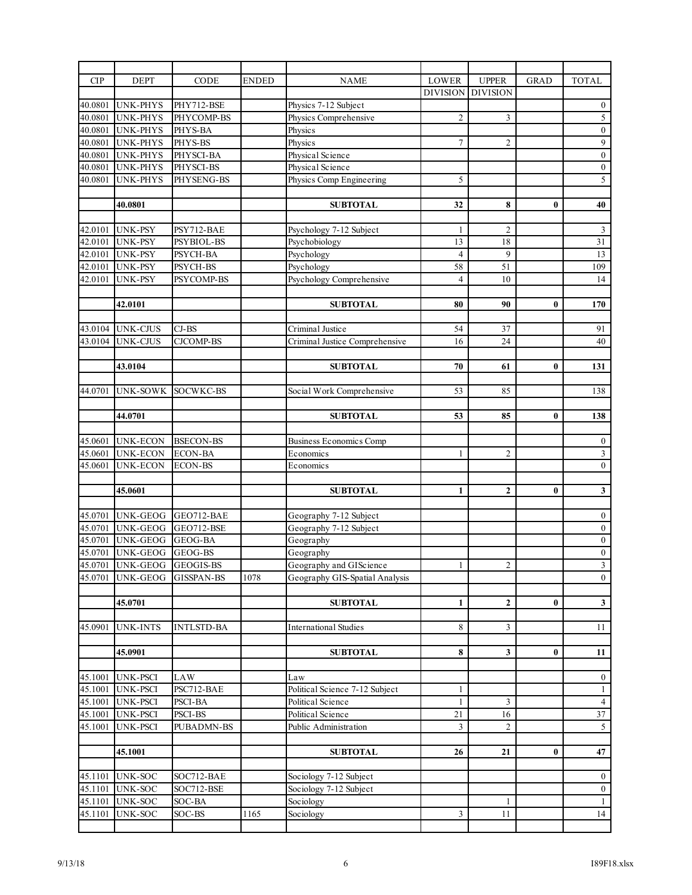| CIP | DEPT | CODE | ENDED | NAME | LOWER DIVISION | UPPER DIVISION | GRAD | TOTAL |
|---|---|---|---|---|---|---|---|---|
| 40.0801 | UNK-PHYS | PHY712-BSE | | Physics 7-12 Subject | | | | 0 |
| 40.0801 | UNK-PHYS | PHYCOMP-BS | | Physics Comprehensive | 2 | 3 | | 5 |
| 40.0801 | UNK-PHYS | PHYS-BA | | Physics | | | | 0 |
| 40.0801 | UNK-PHYS | PHYS-BS | | Physics | 7 | 2 | | 9 |
| 40.0801 | UNK-PHYS | PHYSCI-BA | | Physical Science | | | | 0 |
| 40.0801 | UNK-PHYS | PHYSCI-BS | | Physical Science | | | | 0 |
| 40.0801 | UNK-PHYS | PHYSENG-BS | | Physics Comp Engineering | 5 | | | 5 |
| | | | | | | | | |
| | **40.0801** | | | **SUBTOTAL** | **32** | **8** | **0** | **40** |
| | | | | | | | | |
| 42.0101 | UNK-PSY | PSY712-BAE | | Psychology 7-12 Subject | 1 | 2 | | 3 |
| 42.0101 | UNK-PSY | PSYBIOL-BS | | Psychobiology | 13 | 18 | | 31 |
| 42.0101 | UNK-PSY | PSYCH-BA | | Psychology | 4 | 9 | | 13 |
| 42.0101 | UNK-PSY | PSYCH-BS | | Psychology | 58 | 51 | | 109 |
| 42.0101 | UNK-PSY | PSYCOMP-BS | | Psychology Comprehensive | 4 | 10 | | 14 |
| | | | | | | | | |
| | **42.0101** | | | **SUBTOTAL** | **80** | **90** | **0** | **170** |
| | | | | | | | | |
| 43.0104 | UNK-CJUS | CJ-BS | | Criminal Justice | 54 | 37 | | 91 |
| 43.0104 | UNK-CJUS | CJCOMP-BS | | Criminal Justice Comprehensive | 16 | 24 | | 40 |
| | | | | | | | | |
| | **43.0104** | | | **SUBTOTAL** | **70** | **61** | **0** | **131** |
| | | | | | | | | |
| 44.0701 | UNK-SOWK | SOCWKC-BS | | Social Work Comprehensive | 53 | 85 | | 138 |
| | | | | | | | | |
| | **44.0701** | | | **SUBTOTAL** | **53** | **85** | **0** | **138** |
| | | | | | | | | |
| 45.0601 | UNK-ECON | BSECON-BS | | Business Economics Comp | | | | 0 |
| 45.0601 | UNK-ECON | ECON-BA | | Economics | 1 | 2 | | 3 |
| 45.0601 | UNK-ECON | ECON-BS | | Economics | | | | 0 |
| | | | | | | | | |
| | **45.0601** | | | **SUBTOTAL** | **1** | **2** | **0** | **3** |
| | | | | | | | | |
| 45.0701 | UNK-GEOG | GEO712-BAE | | Geography 7-12 Subject | | | | 0 |
| 45.0701 | UNK-GEOG | GEO712-BSE | | Geography 7-12 Subject | | | | 0 |
| 45.0701 | UNK-GEOG | GEOG-BA | | Geography | | | | 0 |
| 45.0701 | UNK-GEOG | GEOG-BS | | Geography | | | | 0 |
| 45.0701 | UNK-GEOG | GEOGIS-BS | | Geography and GIScience | 1 | 2 | | 3 |
| 45.0701 | UNK-GEOG | GISSPAN-BS | 1078 | Geography GIS-Spatial Analysis | | | | 0 |
| | | | | | | | | |
| | **45.0701** | | | **SUBTOTAL** | **1** | **2** | **0** | **3** |
| | | | | | | | | |
| 45.0901 | UNK-INTS | INTLSTD-BA | | International Studies | 8 | 3 | | 11 |
| | | | | | | | | |
| | **45.0901** | | | **SUBTOTAL** | **8** | **3** | **0** | **11** |
| | | | | | | | | |
| 45.1001 | UNK-PSCI | LAW | | Law | | | | 0 |
| 45.1001 | UNK-PSCI | PSC712-BAE | | Political Science 7-12 Subject | 1 | | | 1 |
| 45.1001 | UNK-PSCI | PSCI-BA | | Political Science | 1 | 3 | | 4 |
| 45.1001 | UNK-PSCI | PSCI-BS | | Political Science | 21 | 16 | | 37 |
| 45.1001 | UNK-PSCI | PUBADMN-BS | | Public Administration | 3 | 2 | | 5 |
| | | | | | | | | |
| | **45.1001** | | | **SUBTOTAL** | **26** | **21** | **0** | **47** |
| | | | | | | | | |
| 45.1101 | UNK-SOC | SOC712-BAE | | Sociology 7-12 Subject | | | | 0 |
| 45.1101 | UNK-SOC | SOC712-BSE | | Sociology 7-12 Subject | | | | 0 |
| 45.1101 | UNK-SOC | SOC-BA | | Sociology | | 1 | | 1 |
| 45.1101 | UNK-SOC | SOC-BS | 1165 | Sociology | 3 | 11 | | 14 |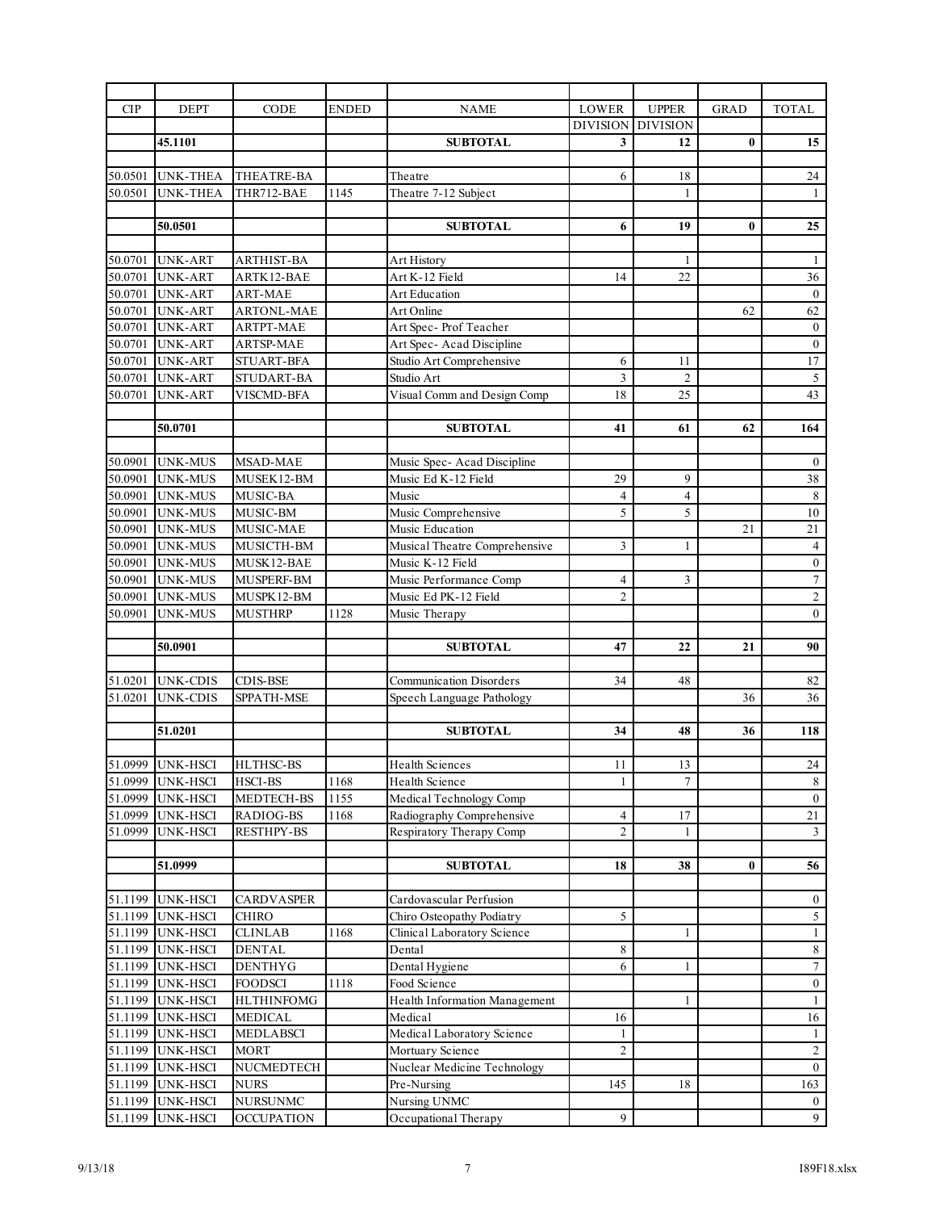| CIP | DEPT | CODE | ENDED | NAME | LOWER DIVISION | UPPER DIVISION | GRAD | TOTAL |
|---|---|---|---|---|---|---|---|---|
| | **45.1101** | | | **SUBTOTAL** | **3** | **12** | **0** | **15** |
| | | | | | | | | |
| 50.0501 | UNK-THEA | THEATRE-BA | | Theatre | 6 | 18 | | 24 |
| 50.0501 | UNK-THEA | THR712-BAE | 1145 | Theatre 7-12 Subject | | 1 | | 1 |
| | | | | | | | | |
| | **50.0501** | | | **SUBTOTAL** | **6** | **19** | **0** | **25** |
| | | | | | | | | |
| 50.0701 | UNK-ART | ARTHIST-BA | | Art History | | 1 | | 1 |
| 50.0701 | UNK-ART | ARTK12-BAE | | Art K-12 Field | 14 | 22 | | 36 |
| 50.0701 | UNK-ART | ART-MAE | | Art Education | | | | 0 |
| 50.0701 | UNK-ART | ARTONL-MAE | | Art Online | | | 62 | 62 |
| 50.0701 | UNK-ART | ARTPT-MAE | | Art Spec- Prof Teacher | | | | 0 |
| 50.0701 | UNK-ART | ARTSP-MAE | | Art Spec- Acad Discipline | | | | 0 |
| 50.0701 | UNK-ART | STUART-BFA | | Studio Art Comprehensive | 6 | 11 | | 17 |
| 50.0701 | UNK-ART | STUDART-BA | | Studio Art | 3 | 2 | | 5 |
| 50.0701 | UNK-ART | VISCMD-BFA | | Visual Comm and Design Comp | 18 | 25 | | 43 |
| | | | | | | | | |
| | **50.0701** | | | **SUBTOTAL** | **41** | **61** | **62** | **164** |
| | | | | | | | | |
| 50.0901 | UNK-MUS | MSAD-MAE | | Music Spec- Acad Discipline | | | | 0 |
| 50.0901 | UNK-MUS | MUSEK12-BM | | Music Ed K-12 Field | 29 | 9 | | 38 |
| 50.0901 | UNK-MUS | MUSIC-BA | | Music | 4 | 4 | | 8 |
| 50.0901 | UNK-MUS | MUSIC-BM | | Music Comprehensive | 5 | 5 | | 10 |
| 50.0901 | UNK-MUS | MUSIC-MAE | | Music Education | | | 21 | 21 |
| 50.0901 | UNK-MUS | MUSICTH-BM | | Musical Theatre Comprehensive | 3 | 1 | | 4 |
| 50.0901 | UNK-MUS | MUSK12-BAE | | Music K-12 Field | | | | 0 |
| 50.0901 | UNK-MUS | MUSPERF-BM | | Music Performance Comp | 4 | 3 | | 7 |
| 50.0901 | UNK-MUS | MUSPK12-BM | | Music Ed PK-12 Field | 2 | | | 2 |
| 50.0901 | UNK-MUS | MUSTHRP | 1128 | Music Therapy | | | | 0 |
| | | | | | | | | |
| | **50.0901** | | | **SUBTOTAL** | **47** | **22** | **21** | **90** |
| | | | | | | | | |
| 51.0201 | UNK-CDIS | CDIS-BSE | | Communication Disorders | 34 | 48 | | 82 |
| 51.0201 | UNK-CDIS | SPPATH-MSE | | Speech Language Pathology | | | 36 | 36 |
| | | | | | | | | |
| | **51.0201** | | | **SUBTOTAL** | **34** | **48** | **36** | **118** |
| | | | | | | | | |
| 51.0999 | UNK-HSCI | HLTHSC-BS | | Health Sciences | 11 | 13 | | 24 |
| 51.0999 | UNK-HSCI | HSCI-BS | 1168 | Health Science | 1 | 7 | | 8 |
| 51.0999 | UNK-HSCI | MEDTECH-BS | 1155 | Medical Technology Comp | | | | 0 |
| 51.0999 | UNK-HSCI | RADIOG-BS | 1168 | Radiography Comprehensive | 4 | 17 | | 21 |
| 51.0999 | UNK-HSCI | RESTHPY-BS | | Respiratory Therapy Comp | 2 | 1 | | 3 |
| | | | | | | | | |
| | **51.0999** | | | **SUBTOTAL** | **18** | **38** | **0** | **56** |
| | | | | | | | | |
| 51.1199 | UNK-HSCI | CARDVASPER | | Cardovascular Perfusion | | | | 0 |
| 51.1199 | UNK-HSCI | CHIRO | | Chiro Osteopathy Podiatry | 5 | | | 5 |
| 51.1199 | UNK-HSCI | CLINLAB | 1168 | Clinical Laboratory Science | | 1 | | 1 |
| 51.1199 | UNK-HSCI | DENTAL | | Dental | 8 | | | 8 |
| 51.1199 | UNK-HSCI | DENTHYG | | Dental Hygiene | 6 | 1 | | 7 |
| 51.1199 | UNK-HSCI | FOODSCI | 1118 | Food Science | | | | 0 |
| 51.1199 | UNK-HSCI | HLTHINFOMG | | Health Information Management | | 1 | | 1 |
| 51.1199 | UNK-HSCI | MEDICAL | | Medical | 16 | | | 16 |
| 51.1199 | UNK-HSCI | MEDLABSCI | | Medical Laboratory Science | 1 | | | 1 |
| 51.1199 | UNK-HSCI | MORT | | Mortuary Science | 2 | | | 2 |
| 51.1199 | UNK-HSCI | NUCMEDTECH | | Nuclear Medicine Technology | | | | 0 |
| 51.1199 | UNK-HSCI | NURS | | Pre-Nursing | 145 | 18 | | 163 |
| 51.1199 | UNK-HSCI | NURSUNMC | | Nursing UNMC | | | | 0 |
| 51.1199 | UNK-HSCI | OCCUPATION | | Occupational Therapy | 9 | | | 9 |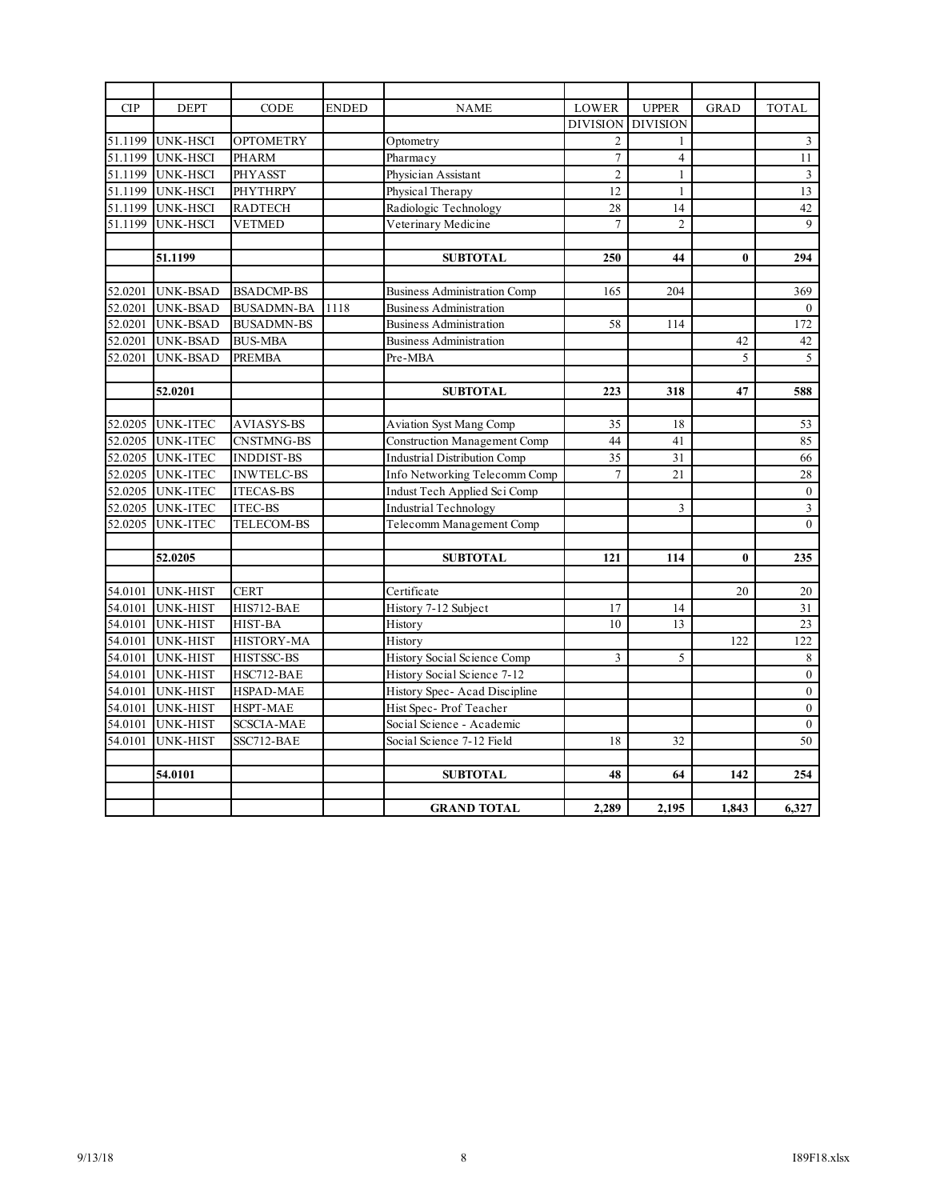| CIP | DEPT | CODE | ENDED | NAME | LOWER DIVISION | UPPER DIVISION | GRAD | TOTAL |
|---|---|---|---|---|---|---|---|---|
| 51.1199 | UNK-HSCI | OPTOMETRY | | Optometry | 2 | 1 | | 3 |
| 51.1199 | UNK-HSCI | PHARM | | Pharmacy | 7 | 4 | | 11 |
| 51.1199 | UNK-HSCI | PHYASST | | Physician Assistant | 2 | 1 | | 3 |
| 51.1199 | UNK-HSCI | PHYTHRPY | | Physical Therapy | 12 | 1 | | 13 |
| 51.1199 | UNK-HSCI | RADTECH | | Radiologic Technology | 28 | 14 | | 42 |
| 51.1199 | UNK-HSCI | VETMED | | Veterinary Medicine | 7 | 2 | | 9 |
| | | | | | | | | |
| | **51.1199** | | | **SUBTOTAL** | **250** | **44** | **0** | **294** |
| | | | | | | | | |
| 52.0201 | UNK-BSAD | BSADCMP-BS | | Business Administration Comp | 165 | 204 | | 369 |
| 52.0201 | UNK-BSAD | BUSADMN-BA | 1118 | Business Administration | | | | 0 |
| 52.0201 | UNK-BSAD | BUSADMN-BS | | Business Administration | 58 | 114 | | 172 |
| 52.0201 | UNK-BSAD | BUS-MBA | | Business Administration | | | 42 | 42 |
| 52.0201 | UNK-BSAD | PREMBA | | Pre-MBA | | | 5 | 5 |
| | | | | | | | | |
| | **52.0201** | | | **SUBTOTAL** | **223** | **318** | **47** | **588** |
| | | | | | | | | |
| 52.0205 | UNK-ITEC | AVIASYS-BS | | Aviation Syst Mang Comp | 35 | 18 | | 53 |
| 52.0205 | UNK-ITEC | CNSTMNG-BS | | Construction Management Comp | 44 | 41 | | 85 |
| 52.0205 | UNK-ITEC | INDDIST-BS | | Industrial Distribution Comp | 35 | 31 | | 66 |
| 52.0205 | UNK-ITEC | INWTELC-BS | | Info Networking Telecomm Comp | 7 | 21 | | 28 |
| 52.0205 | UNK-ITEC | ITECAS-BS | | Indust Tech Applied Sci Comp | | | | 0 |
| 52.0205 | UNK-ITEC | ITEC-BS | | Industrial Technology | | 3 | | 3 |
| 52.0205 | UNK-ITEC | TELECOM-BS | | Telecomm Management Comp | | | | 0 |
| | | | | | | | | |
| | **52.0205** | | | **SUBTOTAL** | **121** | **114** | **0** | **235** |
| | | | | | | | | |
| 54.0101 | UNK-HIST | CERT | | Certificate | | | 20 | 20 |
| 54.0101 | UNK-HIST | HIS712-BAE | | History 7-12 Subject | 17 | 14 | | 31 |
| 54.0101 | UNK-HIST | HIST-BA | | History | 10 | 13 | | 23 |
| 54.0101 | UNK-HIST | HISTORY-MA | | History | | | 122 | 122 |
| 54.0101 | UNK-HIST | HISTSSC-BS | | History Social Science Comp | 3 | 5 | | 8 |
| 54.0101 | UNK-HIST | HSC712-BAE | | History Social Science 7-12 | | | | 0 |
| 54.0101 | UNK-HIST | HSPAD-MAE | | History Spec- Acad Discipline | | | | 0 |
| 54.0101 | UNK-HIST | HSPT-MAE | | Hist Spec- Prof Teacher | | | | 0 |
| 54.0101 | UNK-HIST | SCSCIA-MAE | | Social Science - Academic | | | | 0 |
| 54.0101 | UNK-HIST | SSC712-BAE | | Social Science 7-12 Field | 18 | 32 | | 50 |
| | | | | | | | | |
| | **54.0101** | | | **SUBTOTAL** | **48** | **64** | **142** | **254** |
| | | | | | | | | |
| | | | | **GRAND TOTAL** | **2,289** | **2,195** | **1,843** | **6,327** |